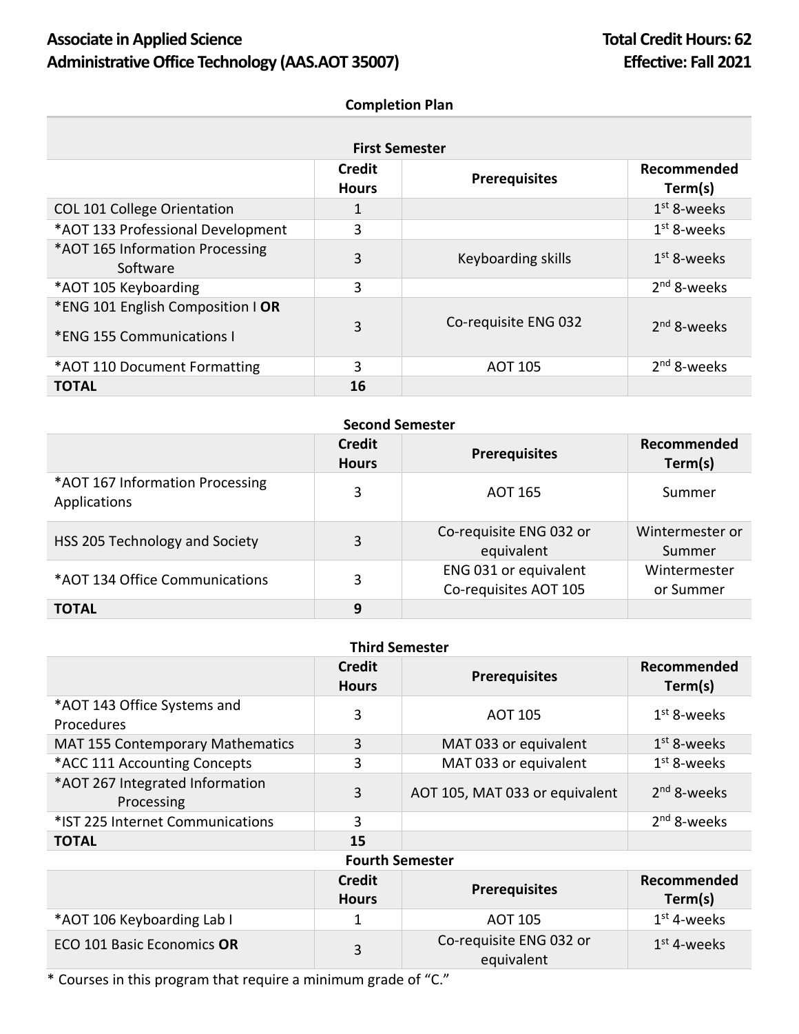**Associate in Applied Science** **Total Credit Hours: 62**
**Administrative Office Technology (AAS.AOT 35007)** **Effective: Fall 2021**

**Completion Plan**

**First Semester**

| | Credit Hours | Prerequisites | Recommended Term(s) |
|---|---|---|---|
| COL 101 College Orientation | 1 | | 1st 8-weeks |
| *AOT 133 Professional Development | 3 | | 1st 8-weeks |
| *AOT 165 Information Processing Software | 3 | Keyboarding skills | 1st 8-weeks |
| *AOT 105 Keyboarding | 3 | | 2nd 8-weeks |
| *ENG 101 English Composition I **OR** *ENG 155 Communications I | 3 | Co-requisite ENG 032 | 2nd 8-weeks |
| *AOT 110 Document Formatting | 3 | AOT 105 | 2nd 8-weeks |
| **TOTAL** | **16** | | |

**Second Semester**

| | Credit Hours | Prerequisites | Recommended Term(s) |
|---|---|---|---|
| *AOT 167 Information Processing Applications | 3 | AOT 165 | Summer |
| HSS 205 Technology and Society | 3 | Co-requisite ENG 032 or equivalent | Wintermester or Summer |
| *AOT 134 Office Communications | 3 | ENG 031 or equivalent Co-requisites AOT 105 | Wintermester or Summer |
| **TOTAL** | **9** | | |

**Third Semester**

| | Credit Hours | Prerequisites | Recommended Term(s) |
|---|---|---|---|
| *AOT 143 Office Systems and Procedures | 3 | AOT 105 | 1st 8-weeks |
| MAT 155 Contemporary Mathematics | 3 | MAT 033 or equivalent | 1st 8-weeks |
| *ACC 111 Accounting Concepts | 3 | MAT 033 or equivalent | 1st 8-weeks |
| *AOT 267 Integrated Information Processing | 3 | AOT 105, MAT 033 or equivalent | 2nd 8-weeks |
| *IST 225 Internet Communications | 3 | | 2nd 8-weeks |
| **TOTAL** | **15** | | |

**Fourth Semester**

| | Credit Hours | Prerequisites | Recommended Term(s) |
|---|---|---|---|
| *AOT 106 Keyboarding Lab I | 1 | AOT 105 | 1st 4-weeks |
| ECO 101 Basic Economics **OR** | 3 | Co-requisite ENG 032 or equivalent | 1st 4-weeks |

* Courses in this program that require a minimum grade of "C."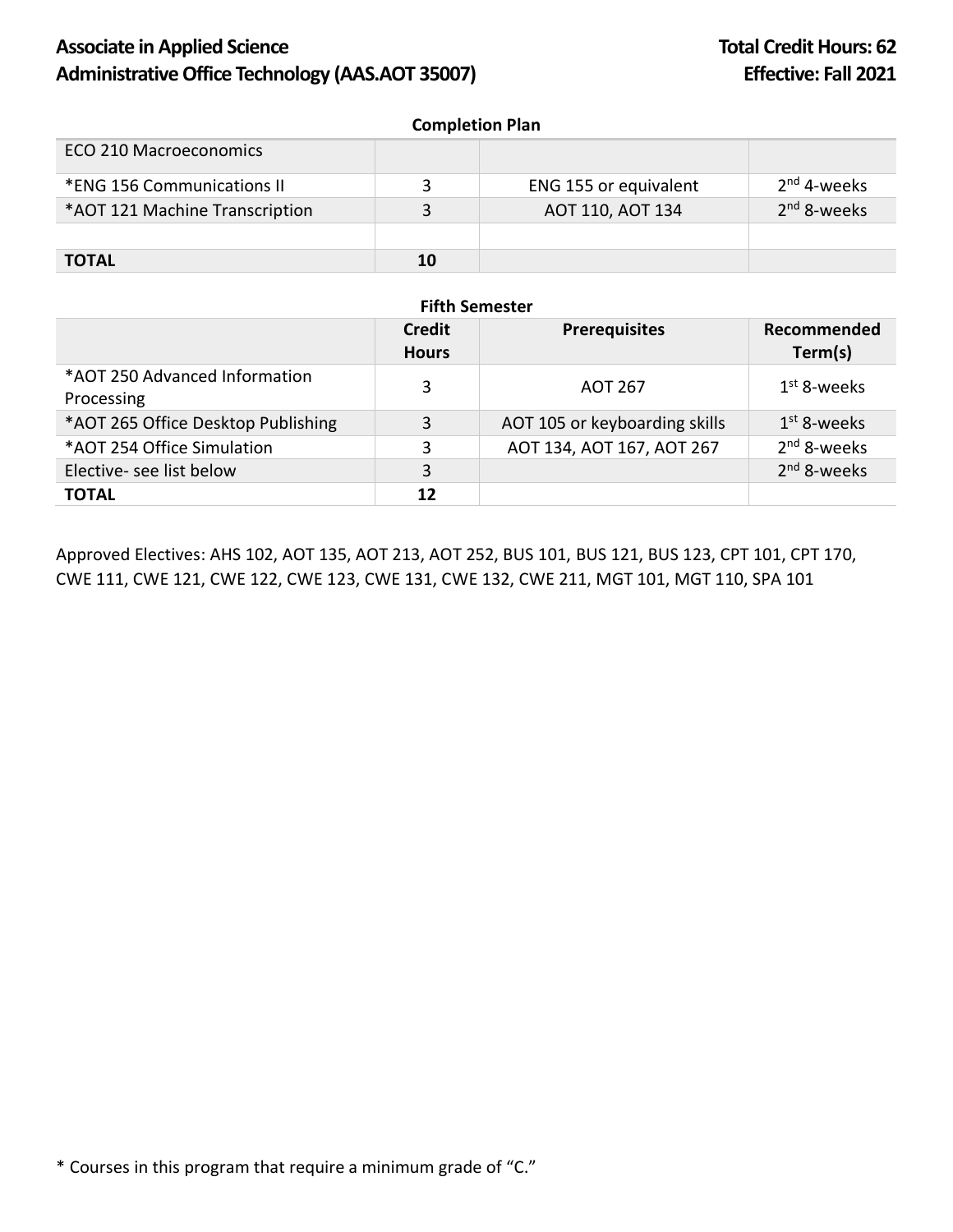# Associate in Applied Science
# Administrative Office Technology (AAS.AOT 35007)

**Total Credit Hours: 62**
**Effective: Fall 2021**

**Completion Plan**

| | | | |
|---|---|---|---|
| ECO 210 Macroeconomics | | | |
| *ENG 156 Communications II | 3 | ENG 155 or equivalent | 2nd 4-weeks |
| *AOT 121 Machine Transcription | 3 | AOT 110, AOT 134 | 2nd 8-weeks |
| | | | |
| **TOTAL** | **10** | | |

**Fifth Semester**

| | Credit Hours | Prerequisites | Recommended Term(s) |
|---|---|---|---|
| *AOT 250 Advanced Information Processing | 3 | AOT 267 | 1st 8-weeks |
| *AOT 265 Office Desktop Publishing | 3 | AOT 105 or keyboarding skills | 1st 8-weeks |
| *AOT 254 Office Simulation | 3 | AOT 134, AOT 167, AOT 267 | 2nd 8-weeks |
| Elective- see list below | 3 | | 2nd 8-weeks |
| **TOTAL** | **12** | | |

Approved Electives: AHS 102, AOT 135, AOT 213, AOT 252, BUS 101, BUS 121, BUS 123, CPT 101, CPT 170, CWE 111, CWE 121, CWE 122, CWE 123, CWE 131, CWE 132, CWE 211, MGT 101, MGT 110, SPA 101

* Courses in this program that require a minimum grade of "C."